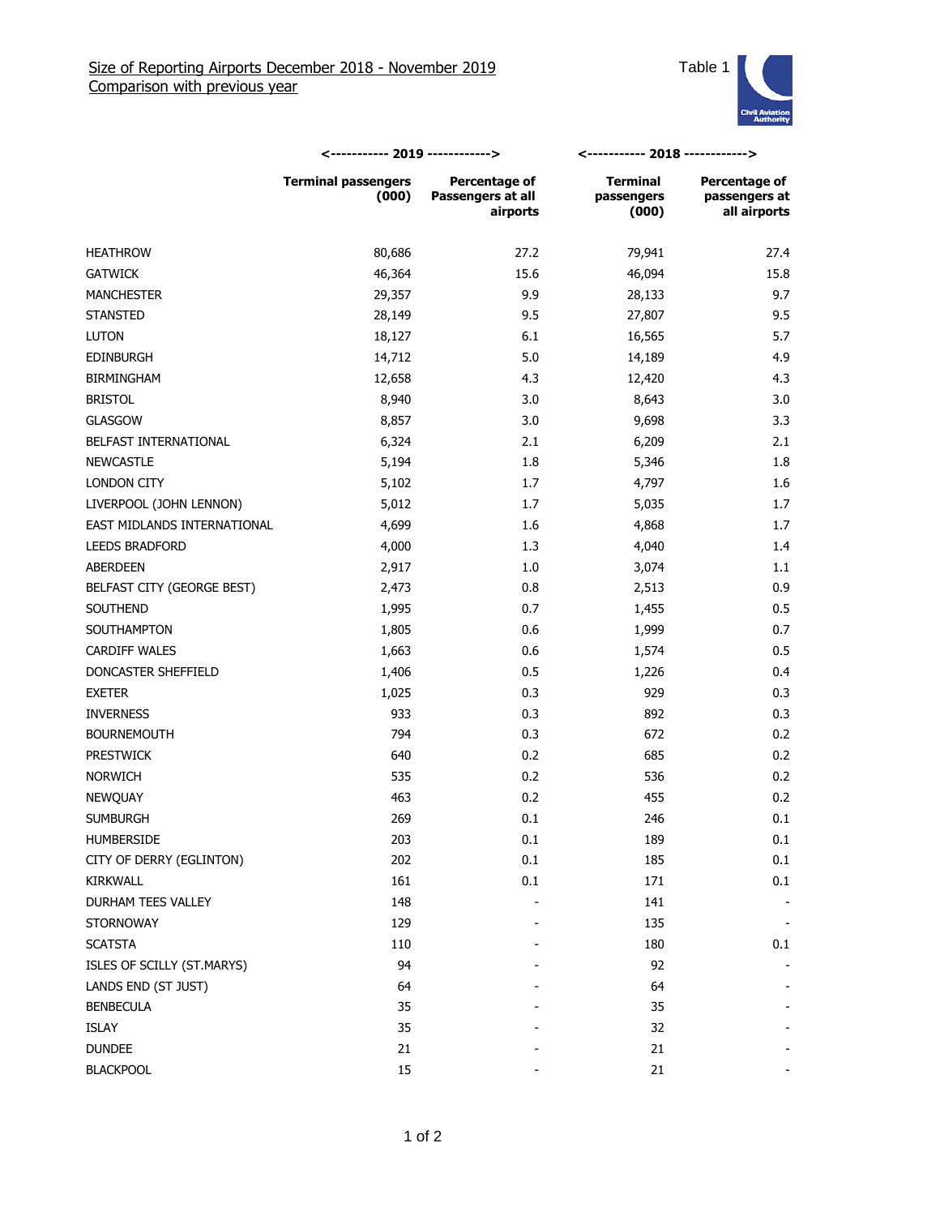Size of Reporting Airports December 2018 - November 2019
Comparison with previous year

Table 1

Civil Aviation Authority

| | 2019 | | 2018 | |
|---|---|---|---|---|
| | Terminal passengers (000) | Percentage of Passengers at all airports | Terminal passengers (000) | Percentage of passengers at all airports |
| HEATHROW | 80,686 | 27.2 | 79,941 | 27.4 |
| GATWICK | 46,364 | 15.6 | 46,094 | 15.8 |
| MANCHESTER | 29,357 | 9.9 | 28,133 | 9.7 |
| STANSTED | 28,149 | 9.5 | 27,807 | 9.5 |
| LUTON | 18,127 | 6.1 | 16,565 | 5.7 |
| EDINBURGH | 14,712 | 5.0 | 14,189 | 4.9 |
| BIRMINGHAM | 12,658 | 4.3 | 12,420 | 4.3 |
| BRISTOL | 8,940 | 3.0 | 8,643 | 3.0 |
| GLASGOW | 8,857 | 3.0 | 9,698 | 3.3 |
| BELFAST INTERNATIONAL | 6,324 | 2.1 | 6,209 | 2.1 |
| NEWCASTLE | 5,194 | 1.8 | 5,346 | 1.8 |
| LONDON CITY | 5,102 | 1.7 | 4,797 | 1.6 |
| LIVERPOOL (JOHN LENNON) | 5,012 | 1.7 | 5,035 | 1.7 |
| EAST MIDLANDS INTERNATIONAL | 4,699 | 1.6 | 4,868 | 1.7 |
| LEEDS BRADFORD | 4,000 | 1.3 | 4,040 | 1.4 |
| ABERDEEN | 2,917 | 1.0 | 3,074 | 1.1 |
| BELFAST CITY (GEORGE BEST) | 2,473 | 0.8 | 2,513 | 0.9 |
| SOUTHEND | 1,995 | 0.7 | 1,455 | 0.5 |
| SOUTHAMPTON | 1,805 | 0.6 | 1,999 | 0.7 |
| CARDIFF WALES | 1,663 | 0.6 | 1,574 | 0.5 |
| DONCASTER SHEFFIELD | 1,406 | 0.5 | 1,226 | 0.4 |
| EXETER | 1,025 | 0.3 | 929 | 0.3 |
| INVERNESS | 933 | 0.3 | 892 | 0.3 |
| BOURNEMOUTH | 794 | 0.3 | 672 | 0.2 |
| PRESTWICK | 640 | 0.2 | 685 | 0.2 |
| NORWICH | 535 | 0.2 | 536 | 0.2 |
| NEWQUAY | 463 | 0.2 | 455 | 0.2 |
| SUMBURGH | 269 | 0.1 | 246 | 0.1 |
| HUMBERSIDE | 203 | 0.1 | 189 | 0.1 |
| CITY OF DERRY (EGLINTON) | 202 | 0.1 | 185 | 0.1 |
| KIRKWALL | 161 | 0.1 | 171 | 0.1 |
| DURHAM TEES VALLEY | 148 | - | 141 | - |
| STORNOWAY | 129 | - | 135 | - |
| SCATSTA | 110 | - | 180 | 0.1 |
| ISLES OF SCILLY (ST.MARYS) | 94 | - | 92 | - |
| LANDS END (ST JUST) | 64 | - | 64 | - |
| BENBECULA | 35 | - | 35 | - |
| ISLAY | 35 | - | 32 | - |
| DUNDEE | 21 | - | 21 | - |
| BLACKPOOL | 15 | - | 21 | - |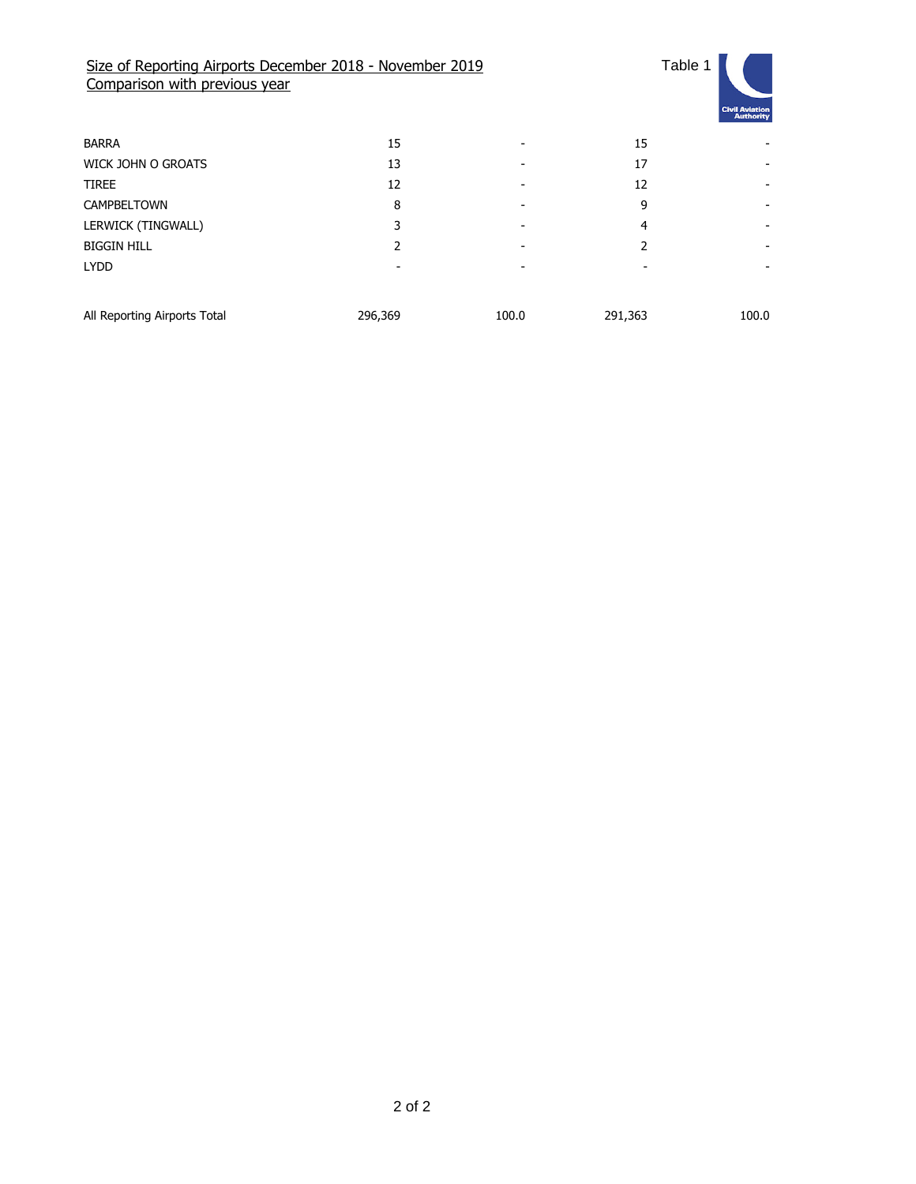Size of Reporting Airports December 2018 - November 2019
Comparison with previous year

Table 1

Civil Aviation Authority

| | | | | |
|---|---|---|---|---|
| BARRA | 15 | - | 15 | - |
| WICK JOHN O GROATS | 13 | - | 17 | - |
| TIREE | 12 | - | 12 | - |
| CAMPBELTOWN | 8 | - | 9 | - |
| LERWICK (TINGWALL) | 3 | - | 4 | - |
| BIGGIN HILL | 2 | - | 2 | - |
| LYDD | - | - | - | - |
| | | | | |
| All Reporting Airports Total | 296,369 | 100.0 | 291,363 | 100.0 |